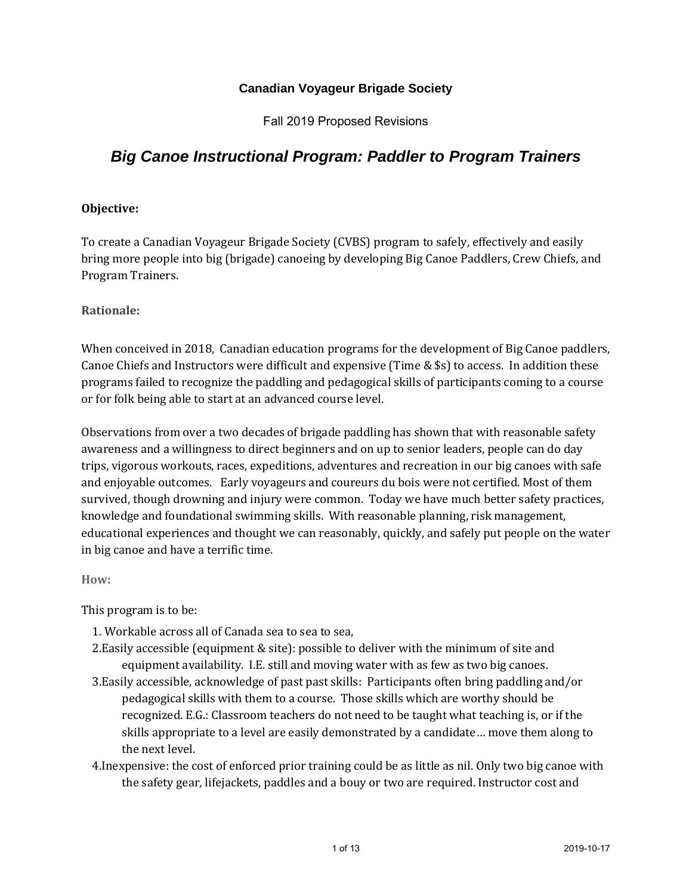**Canadian Voyageur Brigade Society**

Fall 2019 Proposed Revisions

# *Big Canoe Instructional Program: Paddler to Program Trainers*

**Objective:**

To create a Canadian Voyageur Brigade Society (CVBS) program to safely, effectively and easily bring more people into big (brigade) canoeing by developing Big Canoe Paddlers, Crew Chiefs, and Program Trainers.

**Rationale:**

When conceived in 2018, Canadian education programs for the development of Big Canoe paddlers, Canoe Chiefs and Instructors were difficult and expensive (Time & $s) to access. In addition these programs failed to recognize the paddling and pedagogical skills of participants coming to a course or for folk being able to start at an advanced course level.

Observations from over a two decades of brigade paddling has shown that with reasonable safety awareness and a willingness to direct beginners and on up to senior leaders, people can do day trips, vigorous workouts, races, expeditions, adventures and recreation in our big canoes with safe and enjoyable outcomes. Early voyageurs and coureurs du bois were not certified. Most of them survived, though drowning and injury were common. Today we have much better safety practices, knowledge and foundational swimming skills. With reasonable planning, risk management, educational experiences and thought we can reasonably, quickly, and safely put people on the water in big canoe and have a terrific time.

**How:**

This program is to be:

1. Workable across all of Canada sea to sea to sea,
2. Easily accessible (equipment & site): possible to deliver with the minimum of site and equipment availability. I.E. still and moving water with as few as two big canoes.
3. Easily accessible, acknowledge of past past skills: Participants often bring paddling and/or pedagogical skills with them to a course. Those skills which are worthy should be recognized. E.G.: Classroom teachers do not need to be taught what teaching is, or if the skills appropriate to a level are easily demonstrated by a candidate… move them along to the next level.
4. Inexpensive: the cost of enforced prior training could be as little as nil. Only two big canoe with the safety gear, lifejackets, paddles and a bouy or two are required. Instructor cost and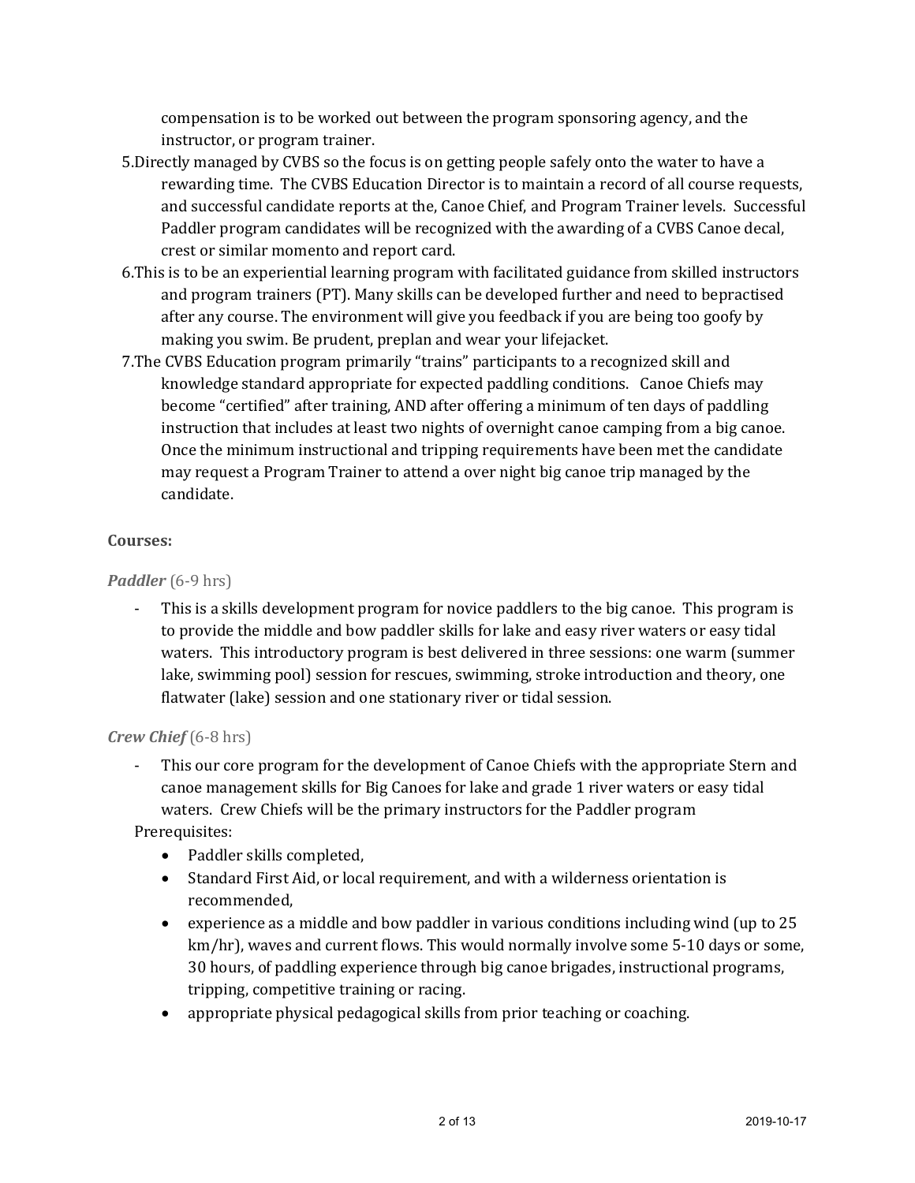compensation is to be worked out between the program sponsoring agency, and the instructor, or program trainer.

5. Directly managed by CVBS so the focus is on getting people safely onto the water to have a rewarding time. The CVBS Education Director is to maintain a record of all course requests, and successful candidate reports at the, Canoe Chief, and Program Trainer levels. Successful Paddler program candidates will be recognized with the awarding of a CVBS Canoe decal, crest or similar momento and report card.
6. This is to be an experiential learning program with facilitated guidance from skilled instructors and program trainers (PT). Many skills can be developed further and need to bepractised after any course. The environment will give you feedback if you are being too goofy by making you swim. Be prudent, preplan and wear your lifejacket.
7. The CVBS Education program primarily "trains" participants to a recognized skill and knowledge standard appropriate for expected paddling conditions. Canoe Chiefs may become "certified" after training, AND after offering a minimum of ten days of paddling instruction that includes at least two nights of overnight canoe camping from a big canoe. Once the minimum instructional and tripping requirements have been met the candidate may request a Program Trainer to attend a over night big canoe trip managed by the candidate.

**Courses:**

***Paddler*** (6-9 hrs)

- This is a skills development program for novice paddlers to the big canoe. This program is to provide the middle and bow paddler skills for lake and easy river waters or easy tidal waters. This introductory program is best delivered in three sessions: one warm (summer lake, swimming pool) session for rescues, swimming, stroke introduction and theory, one flatwater (lake) session and one stationary river or tidal session.

***Crew Chief*** (6-8 hrs)

- This our core program for the development of Canoe Chiefs with the appropriate Stern and canoe management skills for Big Canoes for lake and grade 1 river waters or easy tidal waters. Crew Chiefs will be the primary instructors for the Paddler program

Prerequisites:

- Paddler skills completed,
- Standard First Aid, or local requirement, and with a wilderness orientation is recommended,
- experience as a middle and bow paddler in various conditions including wind (up to 25 km/hr), waves and current flows. This would normally involve some 5-10 days or some, 30 hours, of paddling experience through big canoe brigades, instructional programs, tripping, competitive training or racing.
- appropriate physical pedagogical skills from prior teaching or coaching.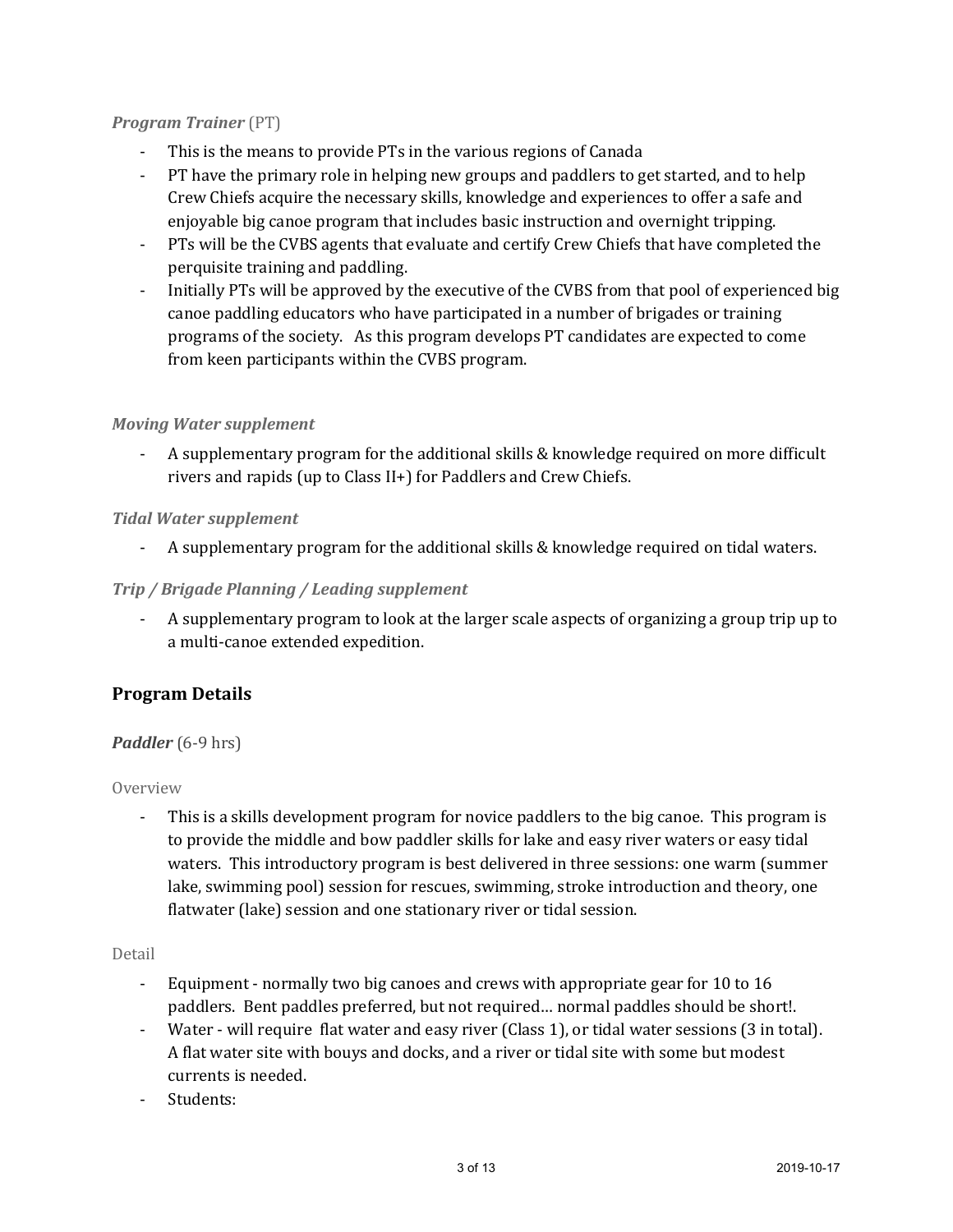*Program Trainer* (PT)

- This is the means to provide PTs in the various regions of Canada
- PT have the primary role in helping new groups and paddlers to get started, and to help Crew Chiefs acquire the necessary skills, knowledge and experiences to offer a safe and enjoyable big canoe program that includes basic instruction and overnight tripping.
- PTs will be the CVBS agents that evaluate and certify Crew Chiefs that have completed the perquisite training and paddling.
- Initially PTs will be approved by the executive of the CVBS from that pool of experienced big canoe paddling educators who have participated in a number of brigades or training programs of the society. As this program develops PT candidates are expected to come from keen participants within the CVBS program.

*Moving Water supplement*

- A supplementary program for the additional skills & knowledge required on more difficult rivers and rapids (up to Class II+) for Paddlers and Crew Chiefs.

*Tidal Water supplement*

- A supplementary program for the additional skills & knowledge required on tidal waters.

*Trip / Brigade Planning / Leading supplement*

- A supplementary program to look at the larger scale aspects of organizing a group trip up to a multi-canoe extended expedition.

## Program Details

***Paddler*** (6-9 hrs)

Overview

- This is a skills development program for novice paddlers to the big canoe. This program is to provide the middle and bow paddler skills for lake and easy river waters or easy tidal waters. This introductory program is best delivered in three sessions: one warm (summer lake, swimming pool) session for rescues, swimming, stroke introduction and theory, one flatwater (lake) session and one stationary river or tidal session.

Detail

- Equipment - normally two big canoes and crews with appropriate gear for 10 to 16 paddlers. Bent paddles preferred, but not required… normal paddles should be short!.
- Water - will require flat water and easy river (Class 1), or tidal water sessions (3 in total). A flat water site with bouys and docks, and a river or tidal site with some but modest currents is needed.
- Students: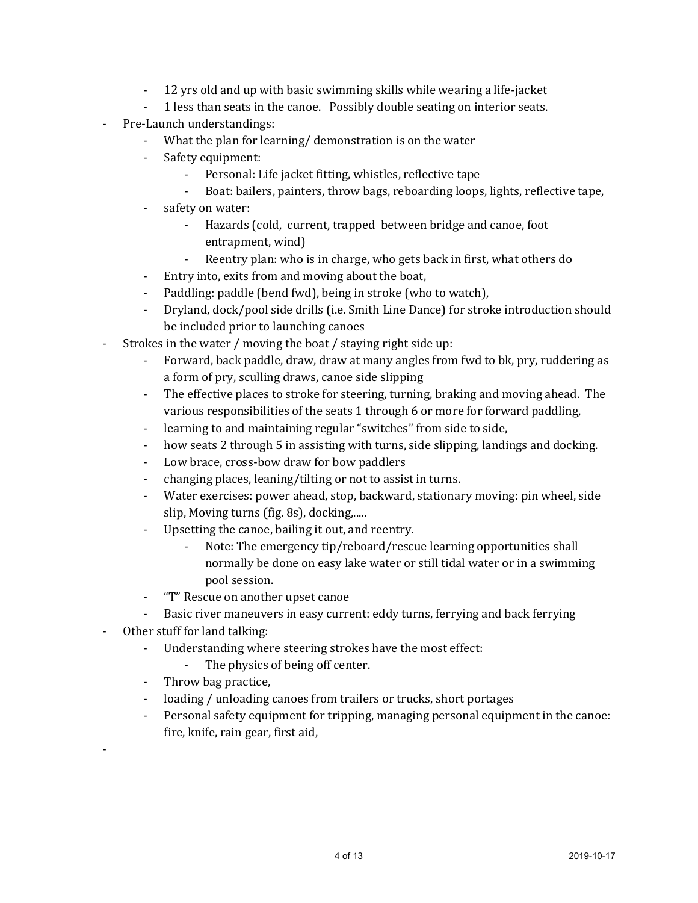- 12 yrs old and up with basic swimming skills while wearing a life-jacket
  - 1 less than seats in the canoe.   Possibly double seating on interior seats.
- Pre-Launch understandings:
  - What the plan for learning/ demonstration is on the water
  - Safety equipment:
    - Personal: Life jacket fitting, whistles, reflective tape
    - Boat: bailers, painters, throw bags, reboarding loops, lights, reflective tape,
  - safety on water:
    - Hazards (cold,  current, trapped  between bridge and canoe, foot entrapment, wind)
    - Reentry plan: who is in charge, who gets back in first, what others do
  - Entry into, exits from and moving about the boat,
  - Paddling: paddle (bend fwd), being in stroke (who to watch),
  - Dryland, dock/pool side drills (i.e. Smith Line Dance) for stroke introduction should be included prior to launching canoes
- Strokes in the water / moving the boat / staying right side up:
  - Forward, back paddle, draw, draw at many angles from fwd to bk, pry, ruddering as a form of pry, sculling draws, canoe side slipping
  - The effective places to stroke for steering, turning, braking and moving ahead.  The various responsibilities of the seats 1 through 6 or more for forward paddling,
  - learning to and maintaining regular "switches" from side to side,
  - how seats 2 through 5 in assisting with turns, side slipping, landings and docking.
  - Low brace, cross-bow draw for bow paddlers
  - changing places, leaning/tilting or not to assist in turns.
  - Water exercises: power ahead, stop, backward, stationary moving: pin wheel, side slip, Moving turns (fig. 8s), docking,.....
  - Upsetting the canoe, bailing it out, and reentry.
    - Note: The emergency tip/reboard/rescue learning opportunities shall normally be done on easy lake water or still tidal water or in a swimming pool session.
  - "T" Rescue on another upset canoe
  - Basic river maneuvers in easy current: eddy turns, ferrying and back ferrying
- Other stuff for land talking:
  - Understanding where steering strokes have the most effect:
    - The physics of being off center.
  - Throw bag practice,
  - loading / unloading canoes from trailers or trucks, short portages
  - Personal safety equipment for tripping, managing personal equipment in the canoe: fire, knife, rain gear, first aid,
-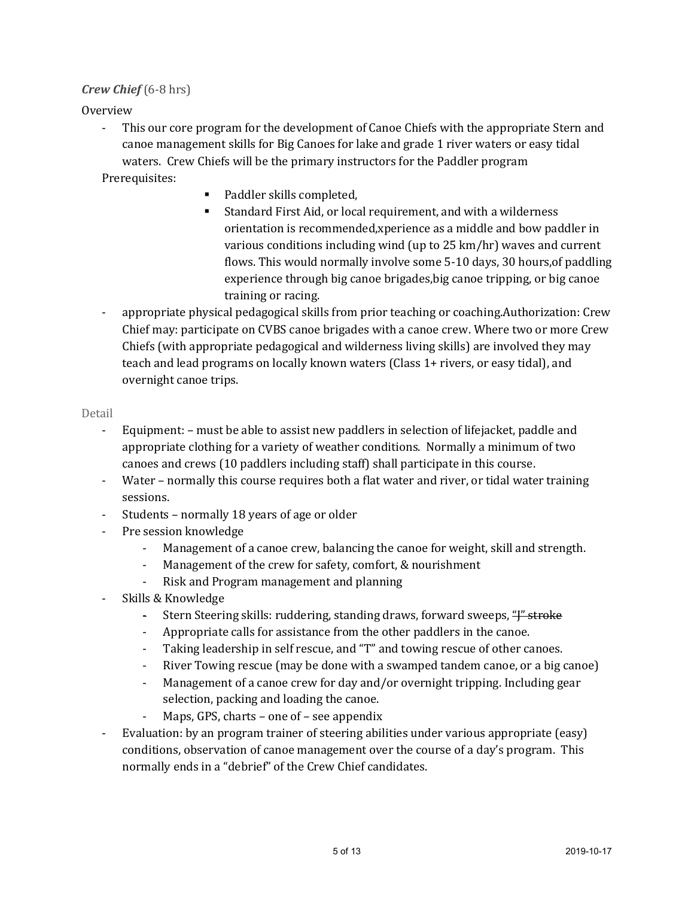***Crew Chief*** (6-8 hrs)

Overview

- This our core program for the development of Canoe Chiefs with the appropriate Stern and canoe management skills for Big Canoes for lake and grade 1 river waters or easy tidal waters. Crew Chiefs will be the primary instructors for the Paddler program

Prerequisites:

- Paddler skills completed,
- Standard First Aid, or local requirement, and with a wilderness orientation is recommended,xperience as a middle and bow paddler in various conditions including wind (up to 25 km/hr) waves and current flows. This would normally involve some 5-10 days, 30 hours,of paddling experience through big canoe brigades,big canoe tripping, or big canoe training or racing.

- appropriate physical pedagogical skills from prior teaching or coaching.Authorization: Crew Chief may: participate on CVBS canoe brigades with a canoe crew. Where two or more Crew Chiefs (with appropriate pedagogical and wilderness living skills) are involved they may teach and lead programs on locally known waters (Class 1+ rivers, or easy tidal), and overnight canoe trips.

Detail

- Equipment: – must be able to assist new paddlers in selection of lifejacket, paddle and appropriate clothing for a variety of weather conditions. Normally a minimum of two canoes and crews (10 paddlers including staff) shall participate in this course.
- Water – normally this course requires both a flat water and river, or tidal water training sessions.
- Students – normally 18 years of age or older
- Pre session knowledge
  - Management of a canoe crew, balancing the canoe for weight, skill and strength.
  - Management of the crew for safety, comfort, & nourishment
  - Risk and Program management and planning
- Skills & Knowledge
  - Stern Steering skills: ruddering, standing draws, forward sweeps, ~~"J" stroke~~
  - Appropriate calls for assistance from the other paddlers in the canoe.
  - Taking leadership in self rescue, and "T" and towing rescue of other canoes.
  - River Towing rescue (may be done with a swamped tandem canoe, or a big canoe)
  - Management of a canoe crew for day and/or overnight tripping. Including gear selection, packing and loading the canoe.
  - Maps, GPS, charts – one of – see appendix
- Evaluation: by an program trainer of steering abilities under various appropriate (easy) conditions, observation of canoe management over the course of a day's program. This normally ends in a "debrief" of the Crew Chief candidates.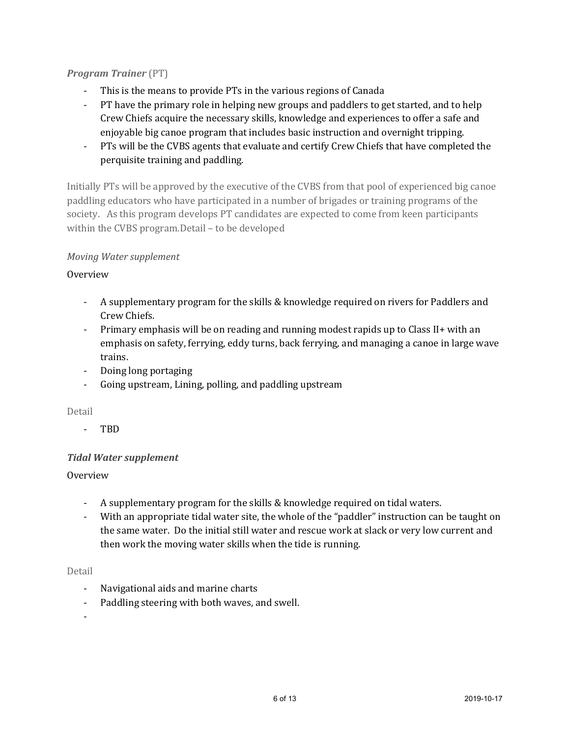### ***Program Trainer*** (PT)

- This is the means to provide PTs in the various regions of Canada
- PT have the primary role in helping new groups and paddlers to get started, and to help Crew Chiefs acquire the necessary skills, knowledge and experiences to offer a safe and enjoyable big canoe program that includes basic instruction and overnight tripping.
- PTs will be the CVBS agents that evaluate and certify Crew Chiefs that have completed the perquisite training and paddling.

Initially PTs will be approved by the executive of the CVBS from that pool of experienced big canoe paddling educators who have participated in a number of brigades or training programs of the society. As this program develops PT candidates are expected to come from keen participants within the CVBS program.Detail – to be developed

#### *Moving Water supplement*

Overview

- A supplementary program for the skills & knowledge required on rivers for Paddlers and Crew Chiefs.
- Primary emphasis will be on reading and running modest rapids up to Class II+ with an emphasis on safety, ferrying, eddy turns, back ferrying, and managing a canoe in large wave trains.
- Doing long portaging
- Going upstream, Lining, polling, and paddling upstream

Detail

- TBD

### ***Tidal Water supplement***

Overview

- A supplementary program for the skills & knowledge required on tidal waters.
- With an appropriate tidal water site, the whole of the "paddler" instruction can be taught on the same water. Do the initial still water and rescue work at slack or very low current and then work the moving water skills when the tide is running.

Detail

- Navigational aids and marine charts
- Paddling steering with both waves, and swell.
-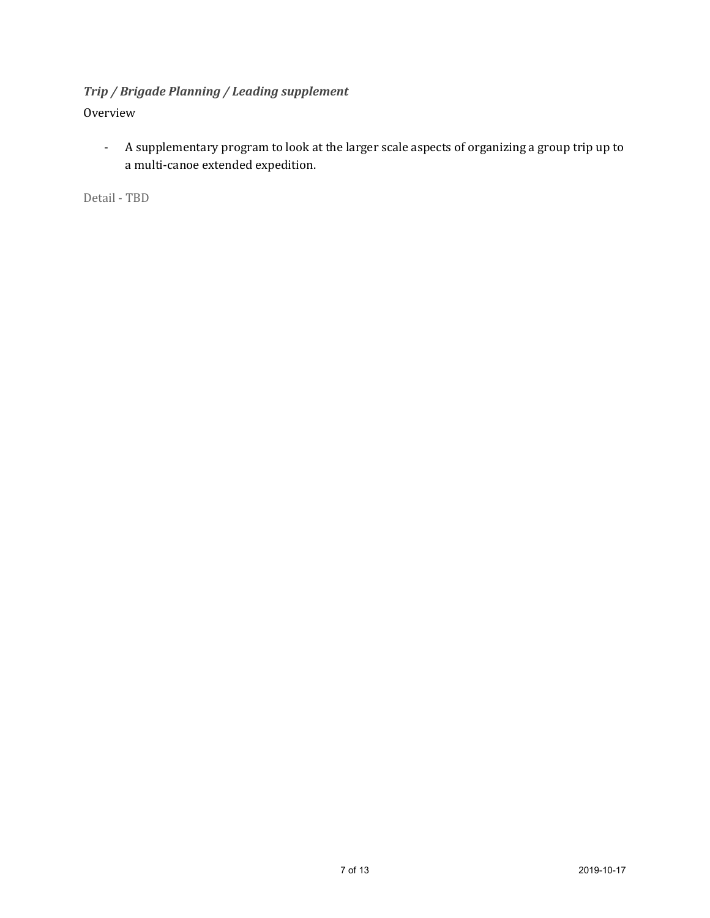### *Trip / Brigade Planning / Leading supplement*

Overview

- A supplementary program to look at the larger scale aspects of organizing a group trip up to a multi-canoe extended expedition.

Detail - TBD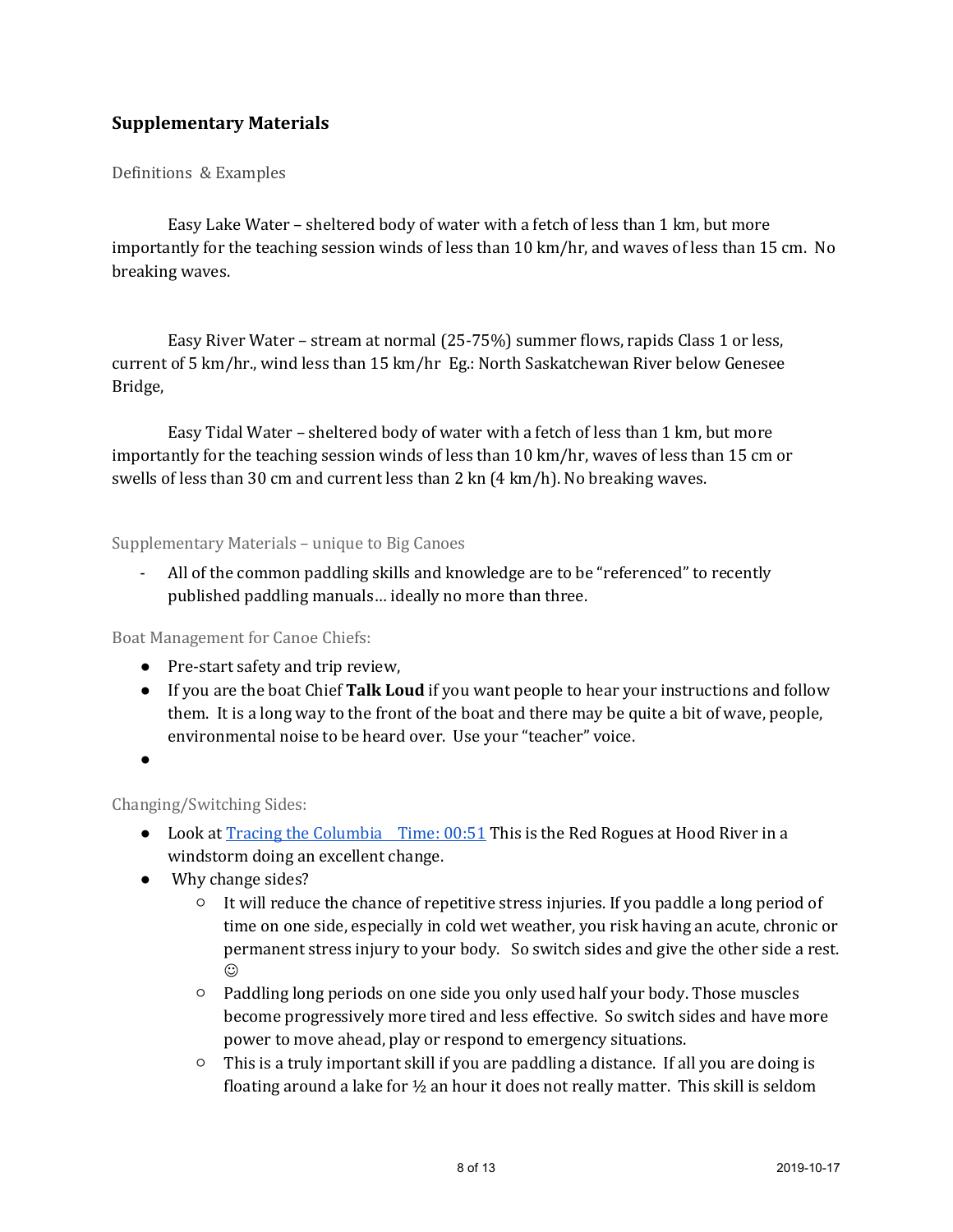## Supplementary Materials

### Definitions & Examples

Easy Lake Water – sheltered body of water with a fetch of less than 1 km, but more importantly for the teaching session winds of less than 10 km/hr, and waves of less than 15 cm. No breaking waves.

Easy River Water – stream at normal (25-75%) summer flows, rapids Class 1 or less, current of 5 km/hr., wind less than 15 km/hr Eg.: North Saskatchewan River below Genesee Bridge,

Easy Tidal Water – sheltered body of water with a fetch of less than 1 km, but more importantly for the teaching session winds of less than 10 km/hr, waves of less than 15 cm or swells of less than 30 cm and current less than 2 kn (4 km/h). No breaking waves.

### Supplementary Materials – unique to Big Canoes

- All of the common paddling skills and knowledge are to be "referenced" to recently published paddling manuals… ideally no more than three.

### Boat Management for Canoe Chiefs:

- Pre-start safety and trip review,
- If you are the boat Chief **Talk Loud** if you want people to hear your instructions and follow them. It is a long way to the front of the boat and there may be quite a bit of wave, people, environmental noise to be heard over. Use your "teacher" voice.
- 

### Changing/Switching Sides:

- Look at [Tracing the Columbia Time: 00:51]() This is the Red Rogues at Hood River in a windstorm doing an excellent change.
- Why change sides?
  - It will reduce the chance of repetitive stress injuries. If you paddle a long period of time on one side, especially in cold wet weather, you risk having an acute, chronic or permanent stress injury to your body. So switch sides and give the other side a rest. ☺
  - Paddling long periods on one side you only used half your body. Those muscles become progressively more tired and less effective. So switch sides and have more power to move ahead, play or respond to emergency situations.
  - This is a truly important skill if you are paddling a distance. If all you are doing is floating around a lake for ½ an hour it does not really matter. This skill is seldom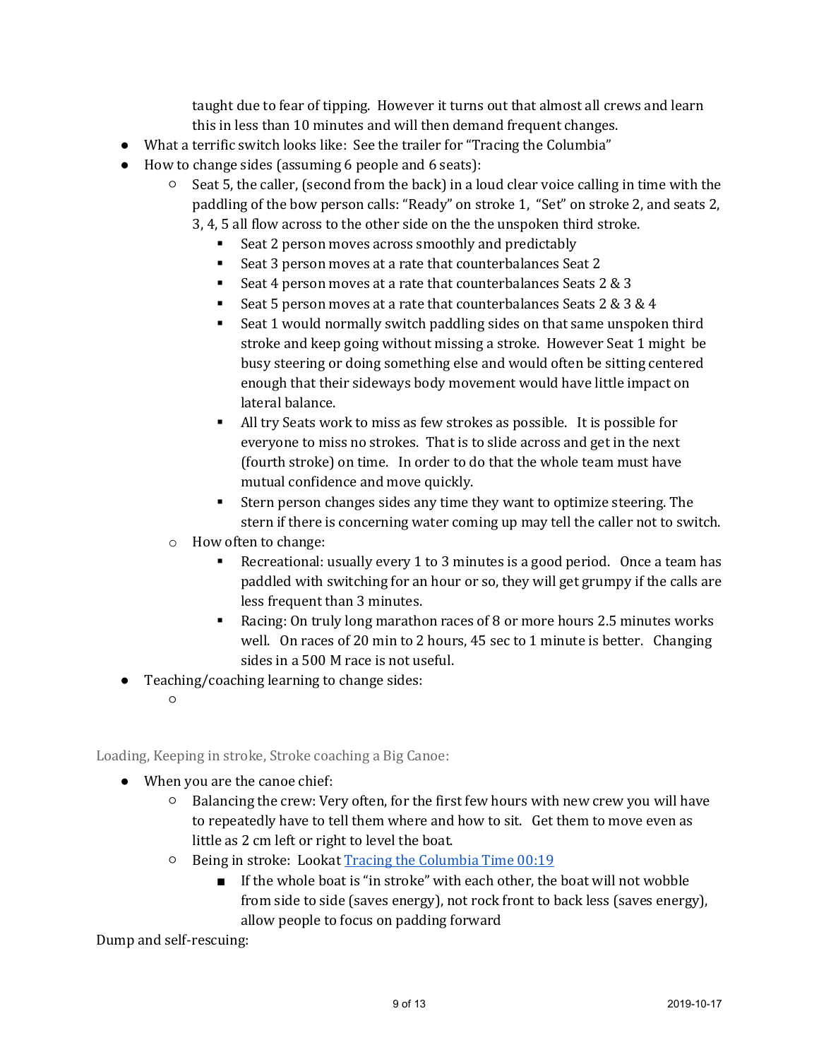taught due to fear of tipping. However it turns out that almost all crews and learn this in less than 10 minutes and will then demand frequent changes.

- What a terrific switch looks like: See the trailer for "Tracing the Columbia"
- How to change sides (assuming 6 people and 6 seats):
  - Seat 5, the caller, (second from the back) in a loud clear voice calling in time with the paddling of the bow person calls: "Ready" on stroke 1, "Set" on stroke 2, and seats 2, 3, 4, 5 all flow across to the other side on the the unspoken third stroke.
    - Seat 2 person moves across smoothly and predictably
    - Seat 3 person moves at a rate that counterbalances Seat 2
    - Seat 4 person moves at a rate that counterbalances Seats 2 & 3
    - Seat 5 person moves at a rate that counterbalances Seats 2 & 3 & 4
    - Seat 1 would normally switch paddling sides on that same unspoken third stroke and keep going without missing a stroke. However Seat 1 might be busy steering or doing something else and would often be sitting centered enough that their sideways body movement would have little impact on lateral balance.
    - All try Seats work to miss as few strokes as possible. It is possible for everyone to miss no strokes. That is to slide across and get in the next (fourth stroke) on time. In order to do that the whole team must have mutual confidence and move quickly.
    - Stern person changes sides any time they want to optimize steering. The stern if there is concerning water coming up may tell the caller not to switch.
  - How often to change:
    - Recreational: usually every 1 to 3 minutes is a good period. Once a team has paddled with switching for an hour or so, they will get grumpy if the calls are less frequent than 3 minutes.
    - Racing: On truly long marathon races of 8 or more hours 2.5 minutes works well. On races of 20 min to 2 hours, 45 sec to 1 minute is better. Changing sides in a 500 M race is not useful.
- Teaching/coaching learning to change sides:
  - 

### Loading, Keeping in stroke, Stroke coaching a Big Canoe:

- When you are the canoe chief:
  - Balancing the crew: Very often, for the first few hours with new crew you will have to repeatedly have to tell them where and how to sit. Get them to move even as little as 2 cm left or right to level the boat.
  - Being in stroke: Lookat [Tracing the Columbia Time 00:19]()
    - If the whole boat is "in stroke" with each other, the boat will not wobble from side to side (saves energy), not rock front to back less (saves energy), allow people to focus on padding forward

Dump and self-rescuing: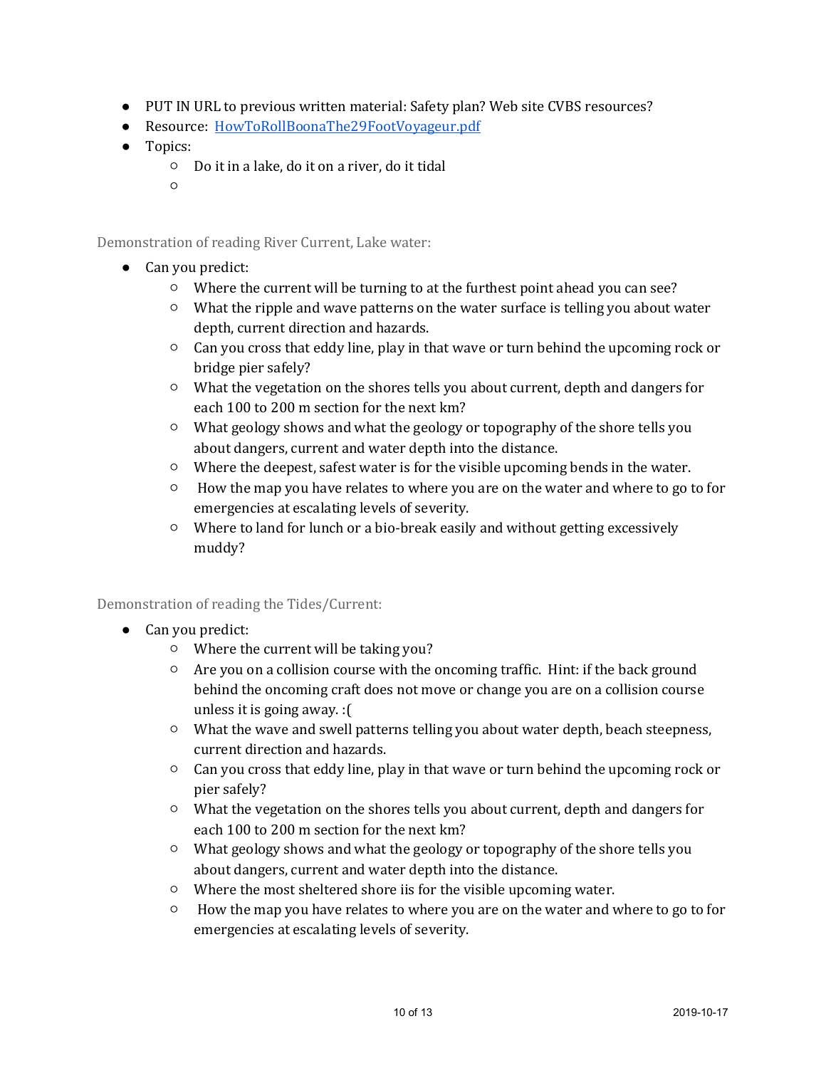- PUT IN URL to previous written material: Safety plan? Web site CVBS resources?
- Resource: [HowToRollBoonaThe29FootVoyageur.pdf](HowToRollBoonaThe29FootVoyageur.pdf)
- Topics:
  - Do it in a lake, do it on a river, do it tidal
  -

### Demonstration of reading River Current, Lake water:

- Can you predict:
  - Where the current will be turning to at the furthest point ahead you can see?
  - What the ripple and wave patterns on the water surface is telling you about water depth, current direction and hazards.
  - Can you cross that eddy line, play in that wave or turn behind the upcoming rock or bridge pier safely?
  - What the vegetation on the shores tells you about current, depth and dangers for each 100 to 200 m section for the next km?
  - What geology shows and what the geology or topography of the shore tells you about dangers, current and water depth into the distance.
  - Where the deepest, safest water is for the visible upcoming bends in the water.
  - How the map you have relates to where you are on the water and where to go to for emergencies at escalating levels of severity.
  - Where to land for lunch or a bio-break easily and without getting excessively muddy?

### Demonstration of reading the Tides/Current:

- Can you predict:
  - Where the current will be taking you?
  - Are you on a collision course with the oncoming traffic. Hint: if the back ground behind the oncoming craft does not move or change you are on a collision course unless it is going away. :(
  - What the wave and swell patterns telling you about water depth, beach steepness, current direction and hazards.
  - Can you cross that eddy line, play in that wave or turn behind the upcoming rock or pier safely?
  - What the vegetation on the shores tells you about current, depth and dangers for each 100 to 200 m section for the next km?
  - What geology shows and what the geology or topography of the shore tells you about dangers, current and water depth into the distance.
  - Where the most sheltered shore iis for the visible upcoming water.
  - How the map you have relates to where you are on the water and where to go to for emergencies at escalating levels of severity.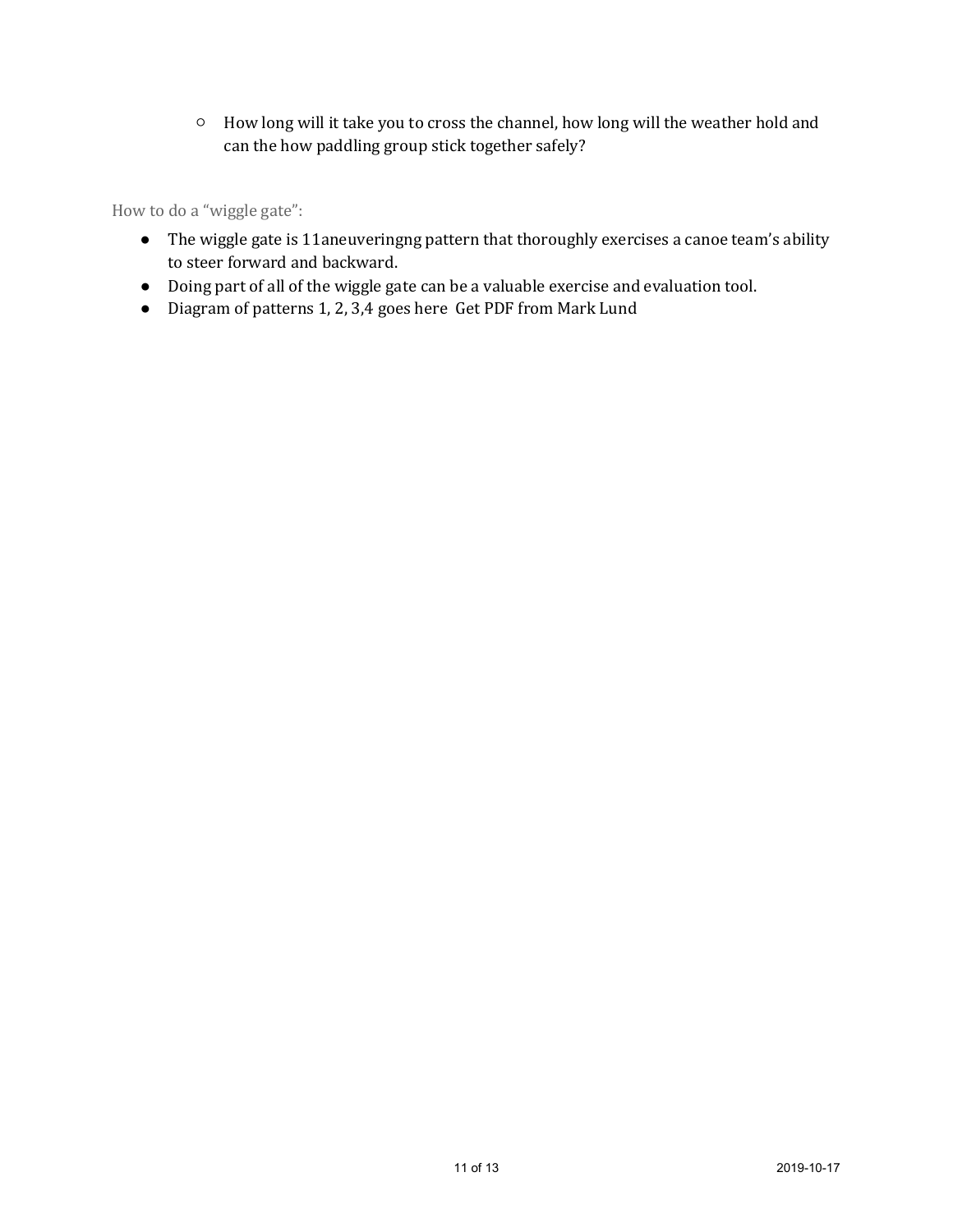- How long will it take you to cross the channel, how long will the weather hold and can the how paddling group stick together safely?

### How to do a "wiggle gate":

- The wiggle gate is 11aneuveringng pattern that thoroughly exercises a canoe team's ability to steer forward and backward.
- Doing part of all of the wiggle gate can be a valuable exercise and evaluation tool.
- Diagram of patterns 1, 2, 3,4 goes here  Get PDF from Mark Lund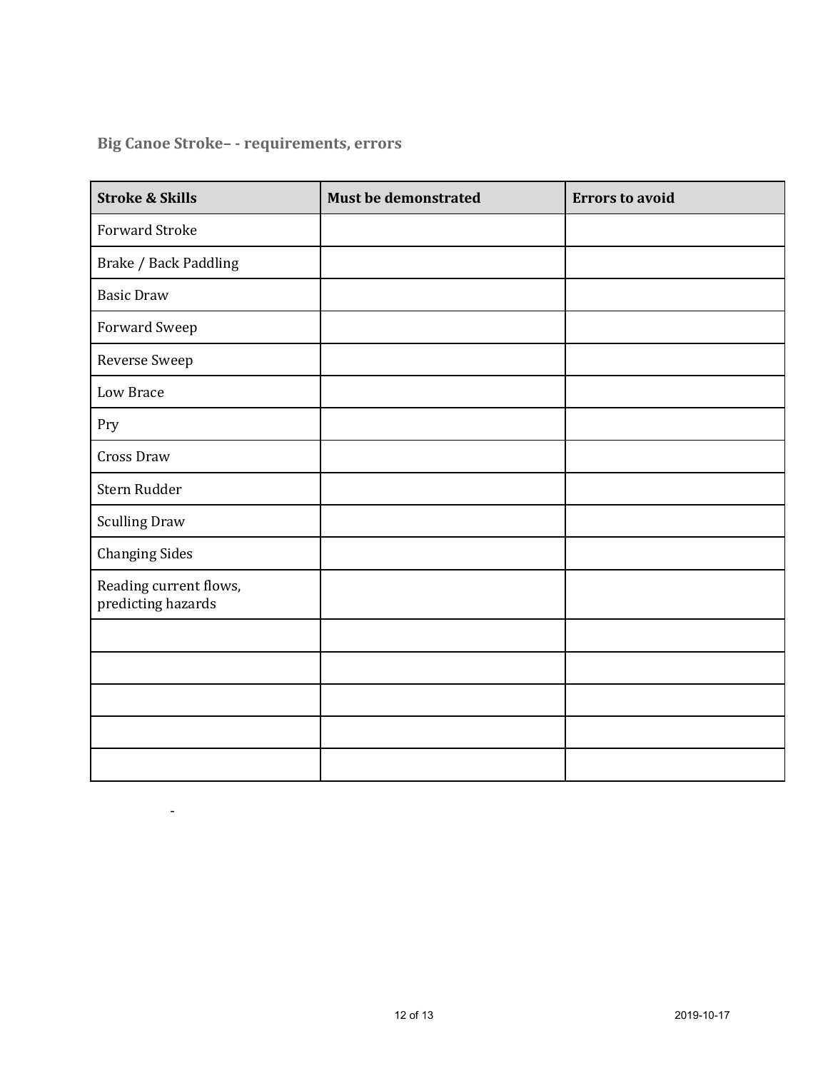### Big Canoe Stroke– - requirements, errors

| Stroke & Skills | Must be demonstrated | Errors to avoid |
|---|---|---|
| Forward Stroke | | |
| Brake / Back Paddling | | |
| Basic Draw | | |
| Forward Sweep | | |
| Reverse Sweep | | |
| Low Brace | | |
| Pry | | |
| Cross Draw | | |
| Stern Rudder | | |
| Sculling Draw | | |
| Changing Sides | | |
| Reading current flows, predicting hazards | | |
| | | |
| | | |
| | | |
| | | |
| | | |

-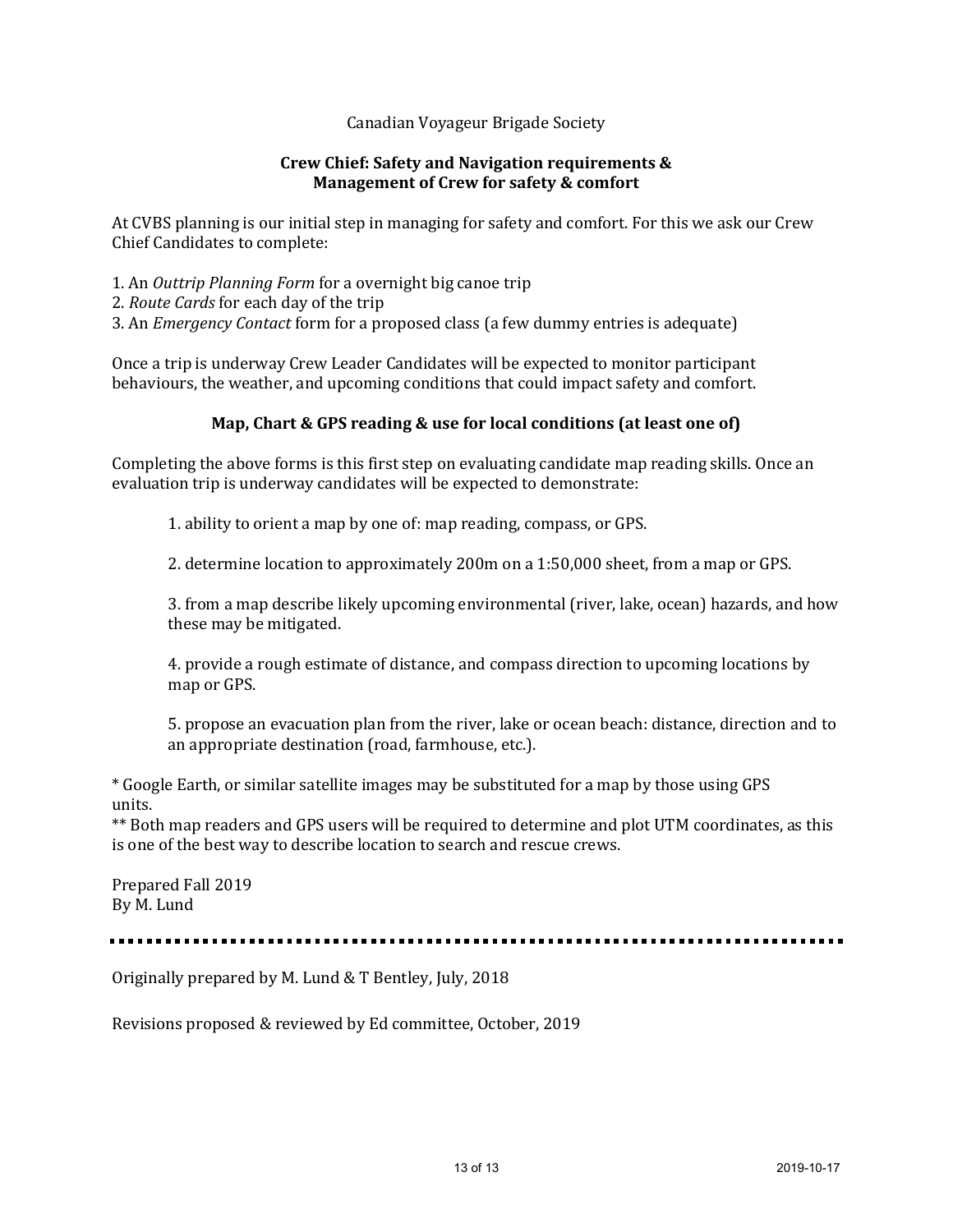Canadian Voyageur Brigade Society

**Crew Chief: Safety and Navigation requirements &**
**Management of Crew for safety & comfort**

At CVBS planning is our initial step in managing for safety and comfort. For this we ask our Crew Chief Candidates to complete:

1. An *Outtrip Planning Form* for a overnight big canoe trip
2. *Route Cards* for each day of the trip
3. An *Emergency Contact* form for a proposed class (a few dummy entries is adequate)

Once a trip is underway Crew Leader Candidates will be expected to monitor participant behaviours, the weather, and upcoming conditions that could impact safety and comfort.

**Map, Chart & GPS reading & use for local conditions (at least one of)**

Completing the above forms is this first step on evaluating candidate map reading skills. Once an evaluation trip is underway candidates will be expected to demonstrate:

1. ability to orient a map by one of: map reading, compass, or GPS.

2. determine location to approximately 200m on a 1:50,000 sheet, from a map or GPS.

3. from a map describe likely upcoming environmental (river, lake, ocean) hazards, and how these may be mitigated.

4. provide a rough estimate of distance, and compass direction to upcoming locations by map or GPS.

5. propose an evacuation plan from the river, lake or ocean beach: distance, direction and to an appropriate destination (road, farmhouse, etc.).

\* Google Earth, or similar satellite images may be substituted for a map by those using GPS units.
\** Both map readers and GPS users will be required to determine and plot UTM coordinates, as this is one of the best way to describe location to search and rescue crews.

Prepared Fall 2019
By M. Lund

---

Originally prepared by M. Lund & T Bentley, July, 2018

Revisions proposed & reviewed by Ed committee, October, 2019